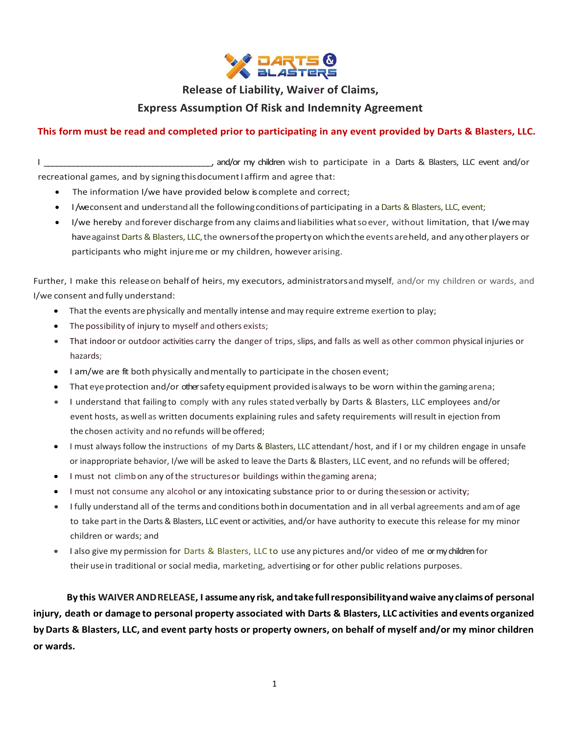## Release of Liability, Waiver of Claims,

## Express Assumption Of Risk and Indemnity Agreement

**This form must be read and completed prior to participating in any event provided by Darts & Blasters, LLC.**

I ____________________________________, and/or my children wish to participate in a Darts & Blasters, LLC event and/or recreational games, and by signing this document I affirm and agree that:

- The information I/we have provided below is complete and correct;
- I /we consent and understand all the following conditions of participating in a Darts & Blasters, LLC, event;
- I/we hereby and forever discharge from any claims and liabilities whatsoever, without limitation, that I/we may have against Darts & Blasters, LLC, the owners of the property on which the events are held, and any other players or participants who might injure me or my children, however arising.

Further, I make this release on behalf of heirs, my executors, administrators and myself, and/or my children or wards, and I/we consent and fully understand:

- That the events are physically and mentally intense and may require extreme exertion to play;
- The possibility of injury to myself and others exists;
- That indoor or outdoor activities carry the danger of trips, slips, and falls as well as other common physical injuries or hazards;
- I am/we are fit both physically and mentally to participate in the chosen event;
- That eye protection and/or other safety equipment provided is always to be worn within the gaming arena;
- I understand that failing to comply with any rules stated verbally by Darts & Blasters, LLC employees and/or event hosts, as well as written documents explaining rules and safety requirements will result in ejection from the chosen activity and no refunds will be offered;
- I must always follow the instructions of my Darts & Blasters, LLC attendant / host, and if I or my children engage in unsafe or inappropriate behavior, I/we will be asked to leave the Darts & Blasters, LLC event, and no refunds will be offered;
- I must not climb on any of the structures or buildings within the gaming arena;
- I must not consume any alcohol or any intoxicating substance prior to or during the session or activity;
- I fully understand all of the terms and conditions both in documentation and in all verbal agreements and am of age to take part in the Darts & Blasters, LLC event or activities, and/or have authority to execute this release for my minor children or wards; and
- I also give my permission for Darts & Blasters, LLC to use any pictures and/or video of me or my children for their use in traditional or social media, marketing, advertising or for other public relations purposes.

**By this WAIVER AND RELEASE, I assume any risk, and take full responsibility and waive any claims of personal injury, death or damage to personal property associated with Darts & Blasters, LLC activities and events organized by Darts & Blasters, LLC, and event party hosts or property owners, on behalf of myself and/or my minor children or wards.**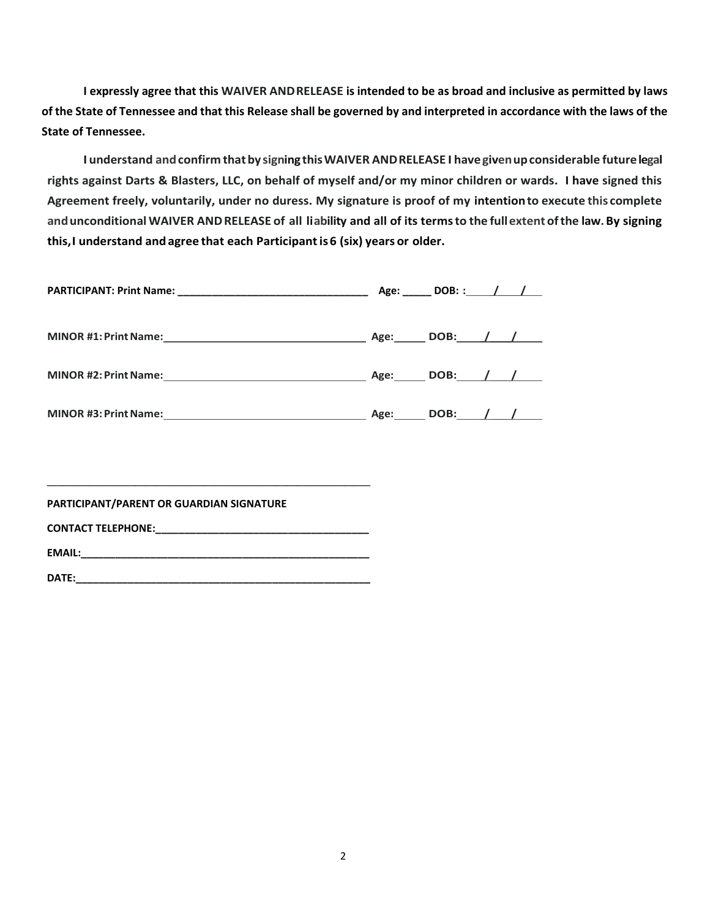**I expressly agree that this WAIVER AND RELEASE is intended to be as broad and inclusive as permitted by laws of the State of Tennessee and that this Release shall be governed by and interpreted in accordance with the laws of the State of Tennessee.**

**I understand and confirm that by signing this WAIVER AND RELEASE I have given up considerable future legal rights against Darts & Blasters, LLC, on behalf of myself and/or my minor children or wards. I have signed this Agreement freely, voluntarily, under no duress. My signature is proof of my intention to execute this complete and unconditional WAIVER AND RELEASE of all liability and all of its terms to the full extent of the law. By signing this, I understand and agree that each Participant is 6 (six) years or older.**

**PARTICIPANT: Print Name:** ______________________________ **Age:** _____ **DOB: :** ____/____/____

**MINOR #1: Print Name:** ______________________________ **Age:** _____ **DOB:** ____/____/____

**MINOR #2: Print Name:** ______________________________ **Age:** _____ **DOB:** ____/____/____

**MINOR #3: Print Name:** ______________________________ **Age:** _____ **DOB:** ____/____/____

______________________________________________

**PARTICIPANT/PARENT OR GUARDIAN SIGNATURE**

**CONTACT TELEPHONE:** ______________________________

**EMAIL:** ______________________________

**DATE:** ______________________________